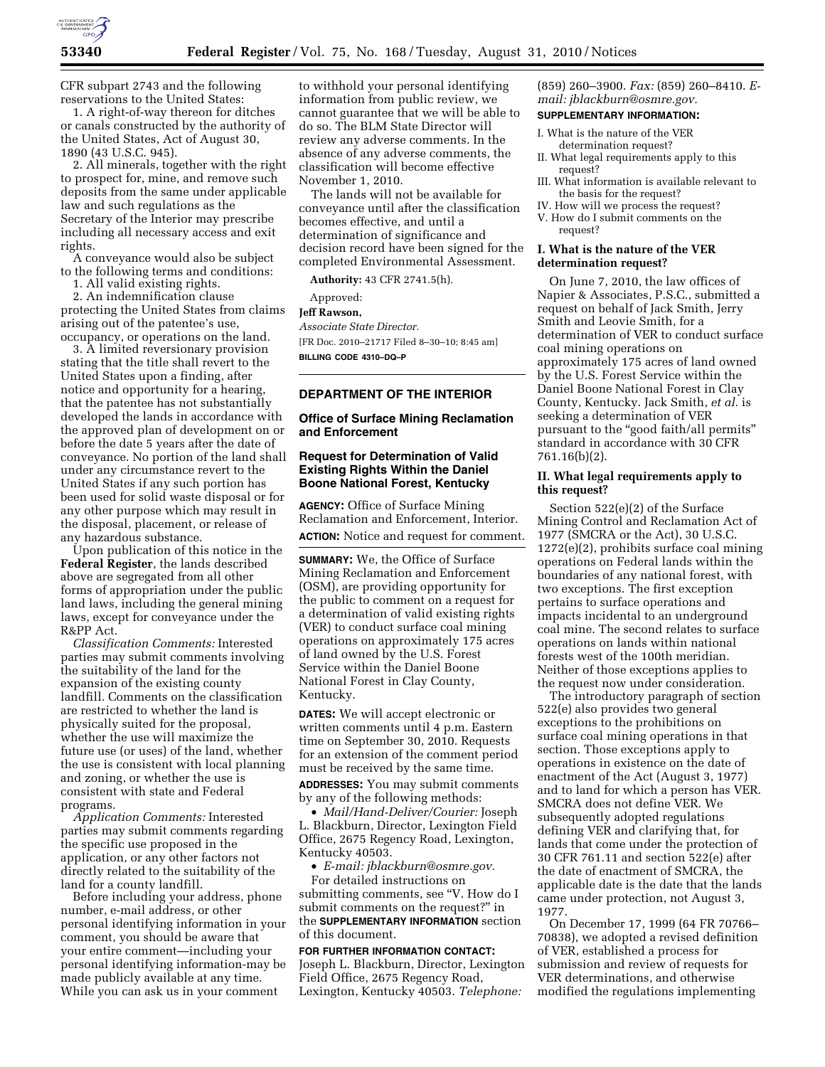CFR subpart 2743 and the following reservations to the United States:

1. A right-of-way thereon for ditches or canals constructed by the authority of the United States, Act of August 30, 1890 (43 U.S.C. 945).

2. All minerals, together with the right to prospect for, mine, and remove such deposits from the same under applicable law and such regulations as the Secretary of the Interior may prescribe including all necessary access and exit rights.

A conveyance would also be subject to the following terms and conditions:

1. All valid existing rights.

2. An indemnification clause protecting the United States from claims arising out of the patentee's use, occupancy, or operations on the land.

3. A limited reversionary provision stating that the title shall revert to the United States upon a finding, after notice and opportunity for a hearing, that the patentee has not substantially developed the lands in accordance with the approved plan of development on or before the date 5 years after the date of conveyance. No portion of the land shall under any circumstance revert to the United States if any such portion has been used for solid waste disposal or for any other purpose which may result in the disposal, placement, or release of any hazardous substance.

Upon publication of this notice in the **Federal Register**, the lands described above are segregated from all other forms of appropriation under the public land laws, including the general mining laws, except for conveyance under the R&PP Act.

*Classification Comments:* Interested parties may submit comments involving the suitability of the land for the expansion of the existing county landfill. Comments on the classification are restricted to whether the land is physically suited for the proposal, whether the use will maximize the future use (or uses) of the land, whether the use is consistent with local planning and zoning, or whether the use is consistent with state and Federal programs.

*Application Comments:* Interested parties may submit comments regarding the specific use proposed in the application, or any other factors not directly related to the suitability of the land for a county landfill.

Before including your address, phone number, e-mail address, or other personal identifying information in your comment, you should be aware that your entire comment—including your personal identifying information-may be made publicly available at any time. While you can ask us in your comment to withhold your personal identifying information from public review, we cannot guarantee that we will be able to do so. The BLM State Director will review any adverse comments. In the absence of any adverse comments, the classification will become effective November 1, 2010.

The lands will not be available for conveyance until after the classification becomes effective, and until a determination of significance and decision record have been signed for the completed Environmental Assessment.

**Authority:** 43 CFR 2741.5(h).

Approved:

**Jeff Rawson,**

*Associate State Director.*

[FR Doc. 2010–21717 Filed 8–30–10; 8:45 am]

**BILLING CODE 4310–DQ–P**

## DEPARTMENT OF THE INTERIOR

### Office of Surface Mining Reclamation and Enforcement

### Request for Determination of Valid Existing Rights Within the Daniel Boone National Forest, Kentucky

**AGENCY:** Office of Surface Mining Reclamation and Enforcement, Interior.

**ACTION:** Notice and request for comment.

**SUMMARY:** We, the Office of Surface Mining Reclamation and Enforcement (OSM), are providing opportunity for the public to comment on a request for a determination of valid existing rights (VER) to conduct surface coal mining operations on approximately 175 acres of land owned by the U.S. Forest Service within the Daniel Boone National Forest in Clay County, Kentucky.

**DATES:** We will accept electronic or written comments until 4 p.m. Eastern time on September 30, 2010. Requests for an extension of the comment period must be received by the same time.

**ADDRESSES:** You may submit comments by any of the following methods:

- *Mail/Hand-Deliver/Courier:* Joseph L. Blackburn, Director, Lexington Field Office, 2675 Regency Road, Lexington, Kentucky 40503.
- *E-mail: jblackburn@osmre.gov.*

For detailed instructions on submitting comments, see "V. How do I submit comments on the request?" in the **SUPPLEMENTARY INFORMATION** section of this document.

**FOR FURTHER INFORMATION CONTACT:** Joseph L. Blackburn, Director, Lexington Field Office, 2675 Regency Road, Lexington, Kentucky 40503. *Telephone:* (859) 260–3900. *Fax:* (859) 260–8410. *E-mail: jblackburn@osmre.gov.*

**SUPPLEMENTARY INFORMATION:**

I. What is the nature of the VER determination request?
II. What legal requirements apply to this request?
III. What information is available relevant to the basis for the request?
IV. How will we process the request?
V. How do I submit comments on the request?

### I. What is the nature of the VER determination request?

On June 7, 2010, the law offices of Napier & Associates, P.S.C., submitted a request on behalf of Jack Smith, Jerry Smith and Leovie Smith, for a determination of VER to conduct surface coal mining operations on approximately 175 acres of land owned by the U.S. Forest Service within the Daniel Boone National Forest in Clay County, Kentucky. Jack Smith, *et al.* is seeking a determination of VER pursuant to the "good faith/all permits" standard in accordance with 30 CFR 761.16(b)(2).

### II. What legal requirements apply to this request?

Section 522(e)(2) of the Surface Mining Control and Reclamation Act of 1977 (SMCRA or the Act), 30 U.S.C. 1272(e)(2), prohibits surface coal mining operations on Federal lands within the boundaries of any national forest, with two exceptions. The first exception pertains to surface operations and impacts incidental to an underground coal mine. The second relates to surface operations on lands within national forests west of the 100th meridian. Neither of those exceptions applies to the request now under consideration.

The introductory paragraph of section 522(e) also provides two general exceptions to the prohibitions on surface coal mining operations in that section. Those exceptions apply to operations in existence on the date of enactment of the Act (August 3, 1977) and to land for which a person has VER. SMCRA does not define VER. We subsequently adopted regulations defining VER and clarifying that, for lands that come under the protection of 30 CFR 761.11 and section 522(e) after the date of enactment of SMCRA, the applicable date is the date that the lands came under protection, not August 3, 1977.

On December 17, 1999 (64 FR 70766–70838), we adopted a revised definition of VER, established a process for submission and review of requests for VER determinations, and otherwise modified the regulations implementing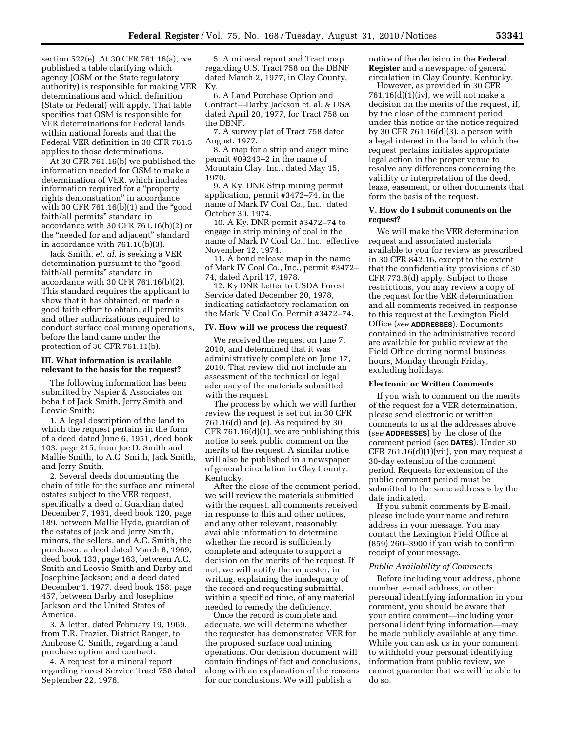section 522(e). At 30 CFR 761.16(a), we published a table clarifying which agency (OSM or the State regulatory authority) is responsible for making VER determinations and which definition (State or Federal) will apply. That table specifies that OSM is responsible for VER determinations for Federal lands within national forests and that the Federal VER definition in 30 CFR 761.5 applies to those determinations.

At 30 CFR 761.16(b) we published the information needed for OSM to make a determination of VER, which includes information required for a "property rights demonstration" in accordance with 30 CFR 761.16(b)(1) and the "good faith/all permits" standard in accordance with 30 CFR 761.16(b)(2) or the "needed for and adjacent" standard in accordance with 761.16(b)(3).

Jack Smith, *et. al.* is seeking a VER determination pursuant to the "good faith/all permits" standard in accordance with 30 CFR 761.16(b)(2). This standard requires the applicant to show that it has obtained, or made a good faith effort to obtain, all permits and other authorizations required to conduct surface coal mining operations, before the land came under the protection of 30 CFR 761.11(b).

### III. What information is available relevant to the basis for the request?

The following information has been submitted by Napier & Associates on behalf of Jack Smith, Jerry Smith and Leovie Smith:

1. A legal description of the land to which the request pertains in the form of a deed dated June 6, 1951, deed book 103, page 215, from Joe D. Smith and Mallie Smith, to A.C. Smith, Jack Smith, and Jerry Smith.

2. Several deeds documenting the chain of title for the surface and mineral estates subject to the VER request, specifically a deed of Guardian dated December 7, 1961, deed book 120, page 189, between Mallie Hyde, guardian of the estates of Jack and Jerry Smith, minors, the sellers, and A.C. Smith, the purchaser; a deed dated March 8, 1969, deed book 133, page 163, between A.C. Smith and Leovie Smith and Darby and Josephine Jackson; and a deed dated December 1, 1977, deed book 158, page 457, between Darby and Josephine Jackson and the United States of America.

3. A letter, dated February 19, 1969, from T.R. Frazier, District Ranger, to Ambrose C. Smith, regarding a land purchase option and contract.

4. A request for a mineral report regarding Forest Service Tract 758 dated September 22, 1976.

5. A mineral report and Tract map regarding U.S. Tract 758 on the DBNF dated March 2, 1977, in Clay County, Ky.

6. A Land Purchase Option and Contract—Darby Jackson et. al. & USA dated April 20, 1977, for Tract 758 on the DBNF.

7. A survey plat of Tract 758 dated August, 1977.

8. A map for a strip and auger mine permit #09243–2 in the name of Mountain Clay, Inc., dated May 15, 1970.

9. A Ky. DNR Strip mining permit application, permit #3472–74, in the name of Mark IV Coal Co., Inc., dated October 30, 1974.

10. A Ky. DNR permit #3472–74 to engage in strip mining of coal in the name of Mark IV Coal Co., Inc., effective November 12, 1974.

11. A bond release map in the name of Mark IV Coal Co., Inc., permit #3472–74, dated April 17, 1978.

12. Ky DNR Letter to USDA Forest Service dated December 20, 1978, indicating satisfactory reclamation on the Mark IV Coal Co. Permit #3472–74.

### IV. How will we process the request?

We received the request on June 7, 2010, and determined that it was administratively complete on June 17, 2010. That review did not include an assessment of the technical or legal adequacy of the materials submitted with the request.

The process by which we will further review the request is set out in 30 CFR 761.16(d) and (e). As required by 30 CFR 761.16(d)(1), we are publishing this notice to seek public comment on the merits of the request. A similar notice will also be published in a newspaper of general circulation in Clay County, Kentucky.

After the close of the comment period, we will review the materials submitted with the request, all comments received in response to this and other notices, and any other relevant, reasonably available information to determine whether the record is sufficiently complete and adequate to support a decision on the merits of the request. If not, we will notify the requester, in writing, explaining the inadequacy of the record and requesting submittal, within a specified time, of any material needed to remedy the deficiency.

Once the record is complete and adequate, we will determine whether the requester has demonstrated VER for the proposed surface coal mining operations. Our decision document will contain findings of fact and conclusions, along with an explanation of the reasons for our conclusions. We will publish a notice of the decision in the **Federal Register** and a newspaper of general circulation in Clay County, Kentucky.

However, as provided in 30 CFR 761.16(d)(1)(iv), we will not make a decision on the merits of the request, if, by the close of the comment period under this notice or the notice required by 30 CFR 761.16(d)(3), a person with a legal interest in the land to which the request pertains initiates appropriate legal action in the proper venue to resolve any differences concerning the validity or interpretation of the deed, lease, easement, or other documents that form the basis of the request.

### V. How do I submit comments on the request?

We will make the VER determination request and associated materials available to you for review as prescribed in 30 CFR 842.16, except to the extent that the confidentiality provisions of 30 CFR 773.6(d) apply. Subject to those restrictions, you may review a copy of the request for the VER determination and all comments received in response to this request at the Lexington Field Office (*see* **ADDRESSES**). Documents contained in the administrative record are available for public review at the Field Office during normal business hours, Monday through Friday, excluding holidays.

#### Electronic or Written Comments

If you wish to comment on the merits of the request for a VER determination, please send electronic or written comments to us at the addresses above (*see* **ADDRESSES**) by the close of the comment period (*see* **DATES**). Under 30 CFR 761.16(d)(1)(vii), you may request a 30-day extension of the comment period. Requests for extension of the public comment period must be submitted to the same addresses by the date indicated.

If you submit comments by E-mail, please include your name and return address in your message. You may contact the Lexington Field Office at (859) 260–3900 if you wish to confirm receipt of your message.

#### *Public Availability of Comments*

Before including your address, phone number, e-mail address, or other personal identifying information in your comment, you should be aware that your entire comment—including your personal identifying information—may be made publicly available at any time. While you can ask us in your comment to withhold your personal identifying information from public review, we cannot guarantee that we will be able to do so.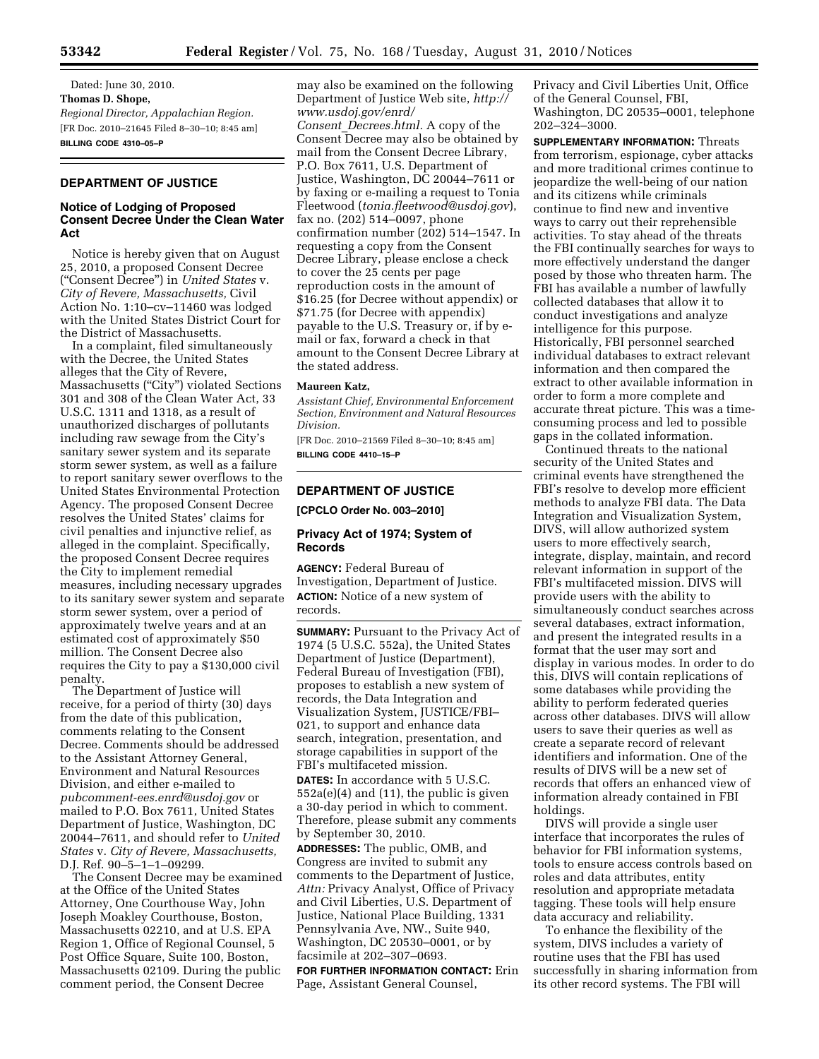Dated: June 30, 2010.

**Thomas D. Shope,**

*Regional Director, Appalachian Region.*

[FR Doc. 2010–21645 Filed 8–30–10; 8:45 am]

**BILLING CODE 4310–05–P**

## DEPARTMENT OF JUSTICE

### Notice of Lodging of Proposed Consent Decree Under the Clean Water Act

Notice is hereby given that on August 25, 2010, a proposed Consent Decree ("Consent Decree") in *United States* v. *City of Revere, Massachusetts,* Civil Action No. 1:10–cv–11460 was lodged with the United States District Court for the District of Massachusetts.

In a complaint, filed simultaneously with the Decree, the United States alleges that the City of Revere, Massachusetts ("City") violated Sections 301 and 308 of the Clean Water Act, 33 U.S.C. 1311 and 1318, as a result of unauthorized discharges of pollutants including raw sewage from the City's sanitary sewer system and its separate storm sewer system, as well as a failure to report sanitary sewer overflows to the United States Environmental Protection Agency. The proposed Consent Decree resolves the United States' claims for civil penalties and injunctive relief, as alleged in the complaint. Specifically, the proposed Consent Decree requires the City to implement remedial measures, including necessary upgrades to its sanitary sewer system and separate storm sewer system, over a period of approximately twelve years and at an estimated cost of approximately $50 million. The Consent Decree also requires the City to pay a $130,000 civil penalty.

The Department of Justice will receive, for a period of thirty (30) days from the date of this publication, comments relating to the Consent Decree. Comments should be addressed to the Assistant Attorney General, Environment and Natural Resources Division, and either e-mailed to *pubcomment-ees.enrd@usdoj.gov* or mailed to P.O. Box 7611, United States Department of Justice, Washington, DC 20044–7611, and should refer to *United States* v. *City of Revere, Massachusetts,* D.J. Ref. 90–5–1–1–09299.

The Consent Decree may be examined at the Office of the United States Attorney, One Courthouse Way, John Joseph Moakley Courthouse, Boston, Massachusetts 02210, and at U.S. EPA Region 1, Office of Regional Counsel, 5 Post Office Square, Suite 100, Boston, Massachusetts 02109. During the public comment period, the Consent Decree may also be examined on the following Department of Justice Web site, *http://www.usdoj.gov/enrd/Consent_Decrees.html.* A copy of the Consent Decree may also be obtained by mail from the Consent Decree Library, P.O. Box 7611, U.S. Department of Justice, Washington, DC 20044–7611 or by faxing or e-mailing a request to Tonia Fleetwood (*tonia.fleetwood@usdoj.gov*), fax no. (202) 514–0097, phone confirmation number (202) 514–1547. In requesting a copy from the Consent Decree Library, please enclose a check to cover the 25 cents per page reproduction costs in the amount of $16.25 (for Decree without appendix) or $71.75 (for Decree with appendix) payable to the U.S. Treasury or, if by e-mail or fax, forward a check in that amount to the Consent Decree Library at the stated address.

**Maureen Katz,**

*Assistant Chief, Environmental Enforcement Section, Environment and Natural Resources Division.*

[FR Doc. 2010–21569 Filed 8–30–10; 8:45 am]

**BILLING CODE 4410–15–P**

## DEPARTMENT OF JUSTICE

**[CPCLO Order No. 003–2010]**

### Privacy Act of 1974; System of Records

**AGENCY:** Federal Bureau of Investigation, Department of Justice.

**ACTION:** Notice of a new system of records.

**SUMMARY:** Pursuant to the Privacy Act of 1974 (5 U.S.C. 552a), the United States Department of Justice (Department), Federal Bureau of Investigation (FBI), proposes to establish a new system of records, the Data Integration and Visualization System, JUSTICE/FBI–021, to support and enhance data search, integration, presentation, and storage capabilities in support of the FBI's multifaceted mission.

**DATES:** In accordance with 5 U.S.C. 552a(e)(4) and (11), the public is given a 30-day period in which to comment. Therefore, please submit any comments by September 30, 2010.

**ADDRESSES:** The public, OMB, and Congress are invited to submit any comments to the Department of Justice, *Attn:* Privacy Analyst, Office of Privacy and Civil Liberties, U.S. Department of Justice, National Place Building, 1331 Pennsylvania Ave, NW., Suite 940, Washington, DC 20530–0001, or by facsimile at 202–307–0693.

**FOR FURTHER INFORMATION CONTACT:** Erin Page, Assistant General Counsel, Privacy and Civil Liberties Unit, Office of the General Counsel, FBI, Washington, DC 20535–0001, telephone 202–324–3000.

**SUPPLEMENTARY INFORMATION:** Threats from terrorism, espionage, cyber attacks and more traditional crimes continue to jeopardize the well-being of our nation and its citizens while criminals continue to find new and inventive ways to carry out their reprehensible activities. To stay ahead of the threats the FBI continually searches for ways to more effectively understand the danger posed by those who threaten harm. The FBI has available a number of lawfully collected databases that allow it to conduct investigations and analyze intelligence for this purpose. Historically, FBI personnel searched individual databases to extract relevant information and then compared the extract to other available information in order to form a more complete and accurate threat picture. This was a time-consuming process and led to possible gaps in the collated information.

Continued threats to the national security of the United States and criminal events have strengthened the FBI's resolve to develop more efficient methods to analyze FBI data. The Data Integration and Visualization System, DIVS, will allow authorized system users to more effectively search, integrate, display, maintain, and record relevant information in support of the FBI's multifaceted mission. DIVS will provide users with the ability to simultaneously conduct searches across several databases, extract information, and present the integrated results in a format that the user may sort and display in various modes. In order to do this, DIVS will contain replications of some databases while providing the ability to perform federated queries across other databases. DIVS will allow users to save their queries as well as create a separate record of relevant identifiers and information. One of the results of DIVS will be a new set of records that offers an enhanced view of information already contained in FBI holdings.

DIVS will provide a single user interface that incorporates the rules of behavior for FBI information systems, tools to ensure access controls based on roles and data attributes, entity resolution and appropriate metadata tagging. These tools will help ensure data accuracy and reliability.

To enhance the flexibility of the system, DIVS includes a variety of routine uses that the FBI has used successfully in sharing information from its other record systems. The FBI will